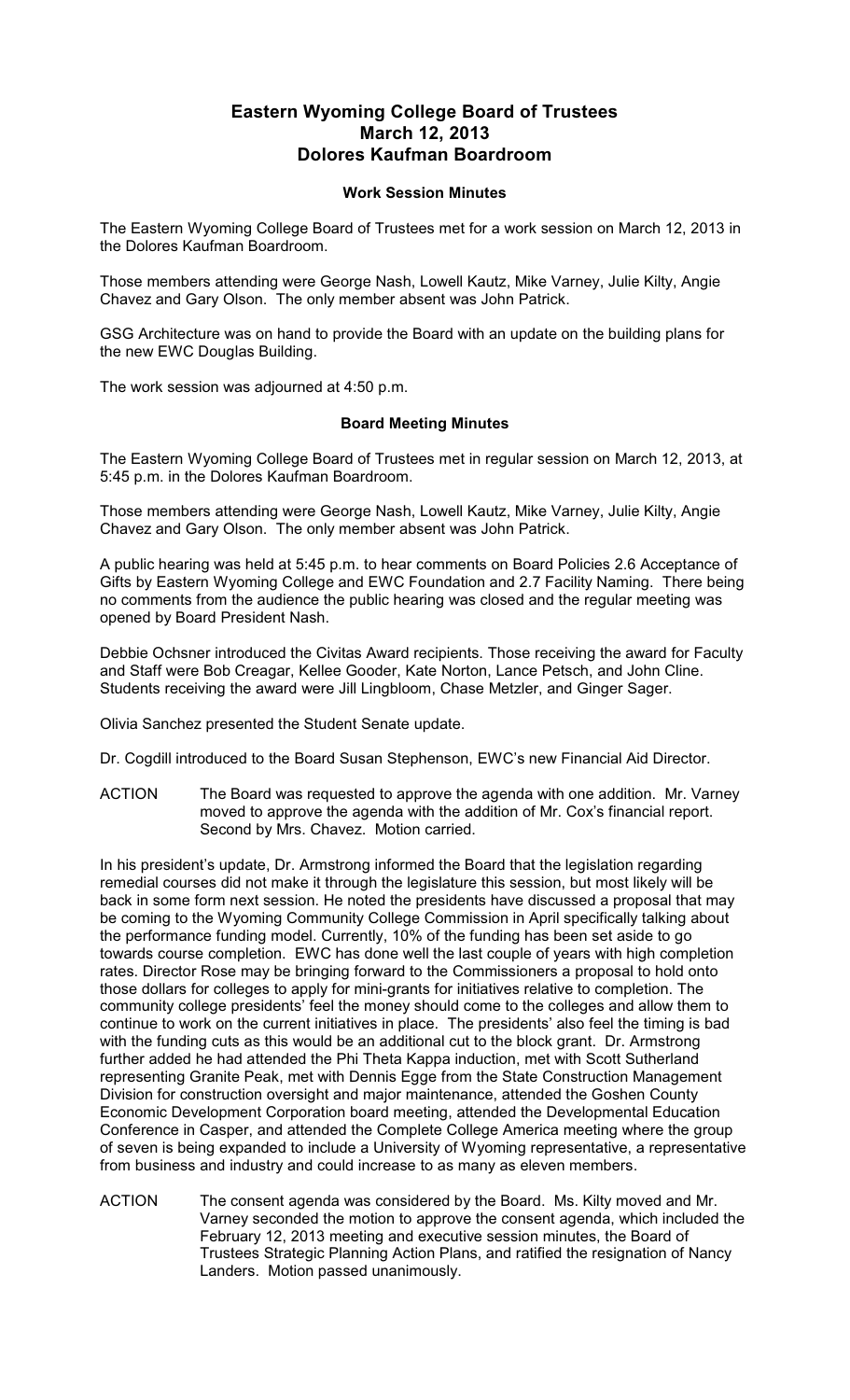# Eastern Wyoming College Board of Trustees
## March 12, 2013
## Dolores Kaufman Boardroom

### Work Session Minutes

The Eastern Wyoming College Board of Trustees met for a work session on March 12, 2013 in the Dolores Kaufman Boardroom.

Those members attending were George Nash, Lowell Kautz, Mike Varney, Julie Kilty, Angie Chavez and Gary Olson. The only member absent was John Patrick.

GSG Architecture was on hand to provide the Board with an update on the building plans for the new EWC Douglas Building.

The work session was adjourned at 4:50 p.m.

### Board Meeting Minutes

The Eastern Wyoming College Board of Trustees met in regular session on March 12, 2013, at 5:45 p.m. in the Dolores Kaufman Boardroom.

Those members attending were George Nash, Lowell Kautz, Mike Varney, Julie Kilty, Angie Chavez and Gary Olson. The only member absent was John Patrick.

A public hearing was held at 5:45 p.m. to hear comments on Board Policies 2.6 Acceptance of Gifts by Eastern Wyoming College and EWC Foundation and 2.7 Facility Naming. There being no comments from the audience the public hearing was closed and the regular meeting was opened by Board President Nash.

Debbie Ochsner introduced the Civitas Award recipients. Those receiving the award for Faculty and Staff were Bob Creagar, Kellee Gooder, Kate Norton, Lance Petsch, and John Cline. Students receiving the award were Jill Lingbloom, Chase Metzler, and Ginger Sager.

Olivia Sanchez presented the Student Senate update.

Dr. Cogdill introduced to the Board Susan Stephenson, EWC's new Financial Aid Director.

ACTION The Board was requested to approve the agenda with one addition. Mr. Varney moved to approve the agenda with the addition of Mr. Cox's financial report. Second by Mrs. Chavez. Motion carried.

In his president's update, Dr. Armstrong informed the Board that the legislation regarding remedial courses did not make it through the legislature this session, but most likely will be back in some form next session. He noted the presidents have discussed a proposal that may be coming to the Wyoming Community College Commission in April specifically talking about the performance funding model. Currently, 10% of the funding has been set aside to go towards course completion. EWC has done well the last couple of years with high completion rates. Director Rose may be bringing forward to the Commissioners a proposal to hold onto those dollars for colleges to apply for mini-grants for initiatives relative to completion. The community college presidents' feel the money should come to the colleges and allow them to continue to work on the current initiatives in place. The presidents' also feel the timing is bad with the funding cuts as this would be an additional cut to the block grant. Dr. Armstrong further added he had attended the Phi Theta Kappa induction, met with Scott Sutherland representing Granite Peak, met with Dennis Egge from the State Construction Management Division for construction oversight and major maintenance, attended the Goshen County Economic Development Corporation board meeting, attended the Developmental Education Conference in Casper, and attended the Complete College America meeting where the group of seven is being expanded to include a University of Wyoming representative, a representative from business and industry and could increase to as many as eleven members.

ACTION The consent agenda was considered by the Board. Ms. Kilty moved and Mr. Varney seconded the motion to approve the consent agenda, which included the February 12, 2013 meeting and executive session minutes, the Board of Trustees Strategic Planning Action Plans, and ratified the resignation of Nancy Landers. Motion passed unanimously.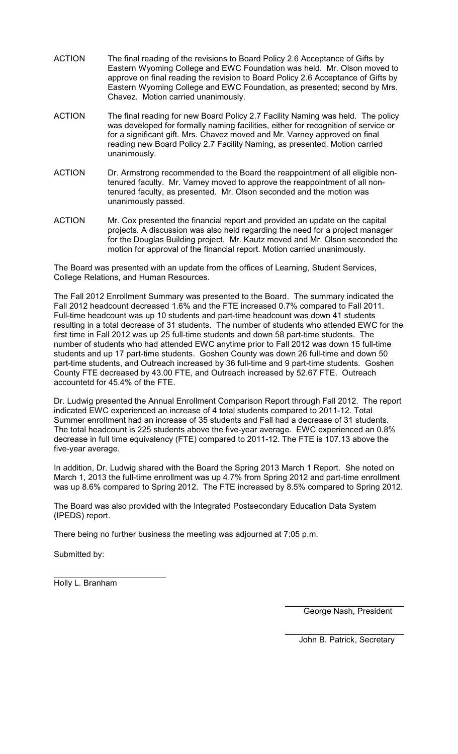ACTION The final reading of the revisions to Board Policy 2.6 Acceptance of Gifts by Eastern Wyoming College and EWC Foundation was held. Mr. Olson moved to approve on final reading the revision to Board Policy 2.6 Acceptance of Gifts by Eastern Wyoming College and EWC Foundation, as presented; second by Mrs. Chavez. Motion carried unanimously.

ACTION The final reading for new Board Policy 2.7 Facility Naming was held. The policy was developed for formally naming facilities, either for recognition of service or for a significant gift. Mrs. Chavez moved and Mr. Varney approved on final reading new Board Policy 2.7 Facility Naming, as presented. Motion carried unanimously.

ACTION Dr. Armstrong recommended to the Board the reappointment of all eligible non-tenured faculty. Mr. Varney moved to approve the reappointment of all non-tenured faculty, as presented. Mr. Olson seconded and the motion was unanimously passed.

ACTION Mr. Cox presented the financial report and provided an update on the capital projects. A discussion was also held regarding the need for a project manager for the Douglas Building project. Mr. Kautz moved and Mr. Olson seconded the motion for approval of the financial report. Motion carried unanimously.

The Board was presented with an update from the offices of Learning, Student Services, College Relations, and Human Resources.

The Fall 2012 Enrollment Summary was presented to the Board. The summary indicated the Fall 2012 headcount decreased 1.6% and the FTE increased 0.7% compared to Fall 2011. Full-time headcount was up 10 students and part-time headcount was down 41 students resulting in a total decrease of 31 students. The number of students who attended EWC for the first time in Fall 2012 was up 25 full-time students and down 58 part-time students. The number of students who had attended EWC anytime prior to Fall 2012 was down 15 full-time students and up 17 part-time students. Goshen County was down 26 full-time and down 50 part-time students, and Outreach increased by 36 full-time and 9 part-time students. Goshen County FTE decreased by 43.00 FTE, and Outreach increased by 52.67 FTE. Outreach accountetd for 45.4% of the FTE.

Dr. Ludwig presented the Annual Enrollment Comparison Report through Fall 2012. The report indicated EWC experienced an increase of 4 total students compared to 2011-12. Total Summer enrollment had an increase of 35 students and Fall had a decrease of 31 students. The total headcount is 225 students above the five-year average. EWC experienced an 0.8% decrease in full time equivalency (FTE) compared to 2011-12. The FTE is 107.13 above the five-year average.

In addition, Dr. Ludwig shared with the Board the Spring 2013 March 1 Report. She noted on March 1, 2013 the full-time enrollment was up 4.7% from Spring 2012 and part-time enrollment was up 8.6% compared to Spring 2012. The FTE increased by 8.5% compared to Spring 2012.

The Board was also provided with the Integrated Postsecondary Education Data System (IPEDS) report.

There being no further business the meeting was adjourned at 7:05 p.m.

Submitted by:

Holly L. Branham

George Nash, President

John B. Patrick, Secretary